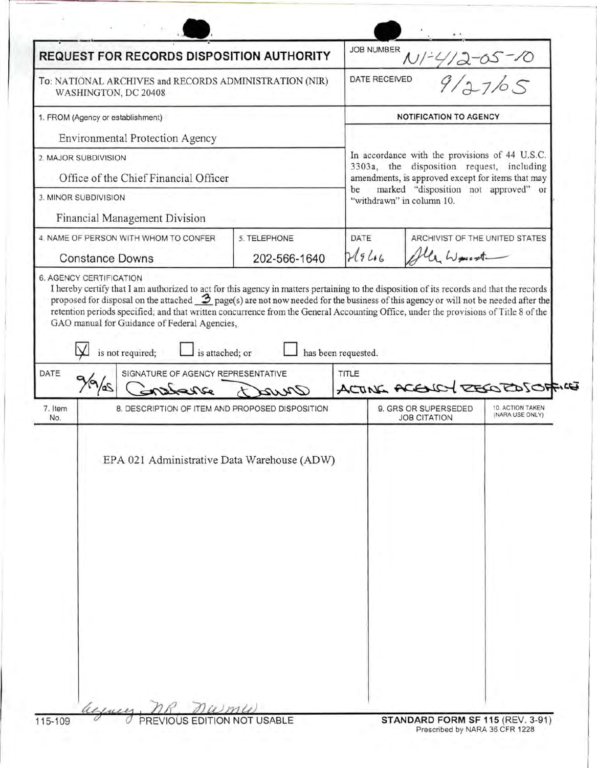# REQUEST FOR RECORDS DISPOSITION AUTHORITY

JOB NUMBER: N1-412-05-10

To: NATIONAL ARCHIVES and RECORDS ADMINISTRATION (NIR) WASHINGTON, DC 20408

DATE RECEIVED: 9/27/05

1. FROM (Agency or establishment)
   Environmental Protection Agency

2. MAJOR SUBDIVISION
   Office of the Chief Financial Officer

3. MINOR SUBDIVISION
   Financial Management Division

4. NAME OF PERSON WITH WHOM TO CONFER: Constance Downs

5. TELEPHONE: 202-566-1640

**NOTIFICATION TO AGENCY**

In accordance with the provisions of 44 U.S.C. 3303a, the disposition request, including amendments, is approved except for items that may be marked "disposition not approved" or "withdrawn" in column 10.

DATE: 7/19/06

ARCHIVIST OF THE UNITED STATES: Allen Weinstein

6. AGENCY CERTIFICATION

I hereby certify that I am authorized to act for this agency in matters pertaining to the disposition of its records and that the records proposed for disposal on the attached 3 page(s) are not now needed for the business of this agency or will not be needed after the retention periods specified; and that written concurrence from the General Accounting Office, under the provisions of Title 8 of the GAO manual for Guidance of Federal Agencies,

- [x] is not required;
- [ ] is attached; or
- [ ] has been requested.

| DATE | SIGNATURE OF AGENCY REPRESENTATIVE | TITLE |
|---|---|---|
| 9/9/05 | Constance Downs | ACTING AGENCY RECORDS OFFICER |

| 7. Item No. | 8. DESCRIPTION OF ITEM AND PROPOSED DISPOSITION | 9. GRS OR SUPERSEDED JOB CITATION | 10. ACTION TAKEN (NARA USE ONLY) |
|---|---|---|---|
| | EPA 021 Administrative Data Warehouse (ADW) | | |

agency, NR, NWME

115-109 PREVIOUS EDITION NOT USABLE

STANDARD FORM SF 115 (REV. 3-91) Prescribed by NARA 36 CFR 1228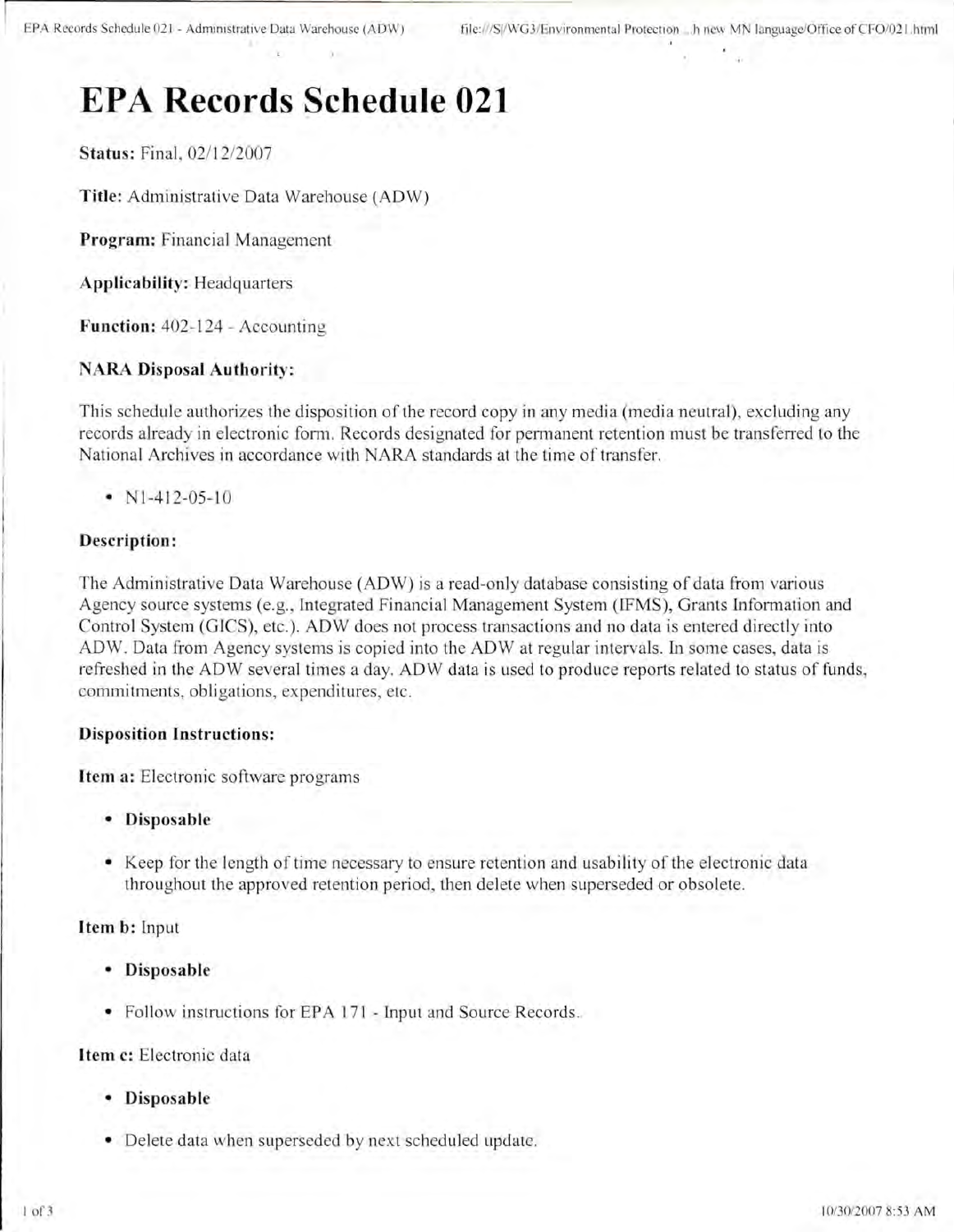# EPA Records Schedule 021

**Status:** Final, 02/12/2007

**Title:** Administrative Data Warehouse (ADW)

**Program:** Financial Management

**Applicability:** Headquarters

**Function:** 402-124 - Accounting

### NARA Disposal Authority:

This schedule authorizes the disposition of the record copy in any media (media neutral), excluding any records already in electronic form. Records designated for permanent retention must be transferred to the National Archives in accordance with NARA standards at the time of transfer.

- N1-412-05-10

### Description:

The Administrative Data Warehouse (ADW) is a read-only database consisting of data from various Agency source systems (e.g., Integrated Financial Management System (IFMS), Grants Information and Control System (GICS), etc.). ADW does not process transactions and no data is entered directly into ADW. Data from Agency systems is copied into the ADW at regular intervals. In some cases, data is refreshed in the ADW several times a day. ADW data is used to produce reports related to status of funds, commitments, obligations, expenditures, etc.

### Disposition Instructions:

**Item a:** Electronic software programs

- **Disposable**
- Keep for the length of time necessary to ensure retention and usability of the electronic data throughout the approved retention period, then delete when superseded or obsolete.

**Item b:** Input

- **Disposable**
- Follow instructions for EPA 171 - Input and Source Records.

**Item c:** Electronic data

- **Disposable**
- Delete data when superseded by next scheduled update.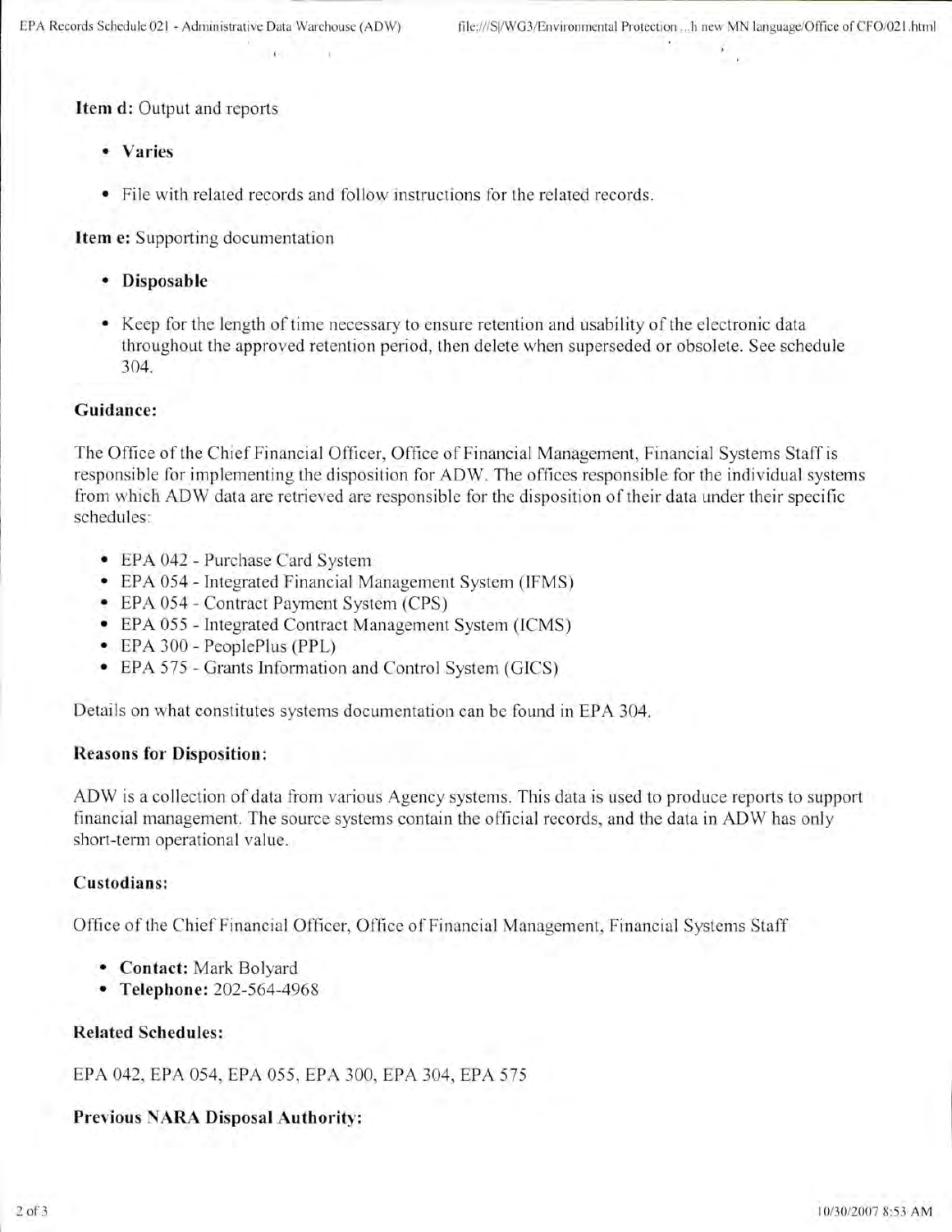**Item d:** Output and reports

- **Varies**
- File with related records and follow instructions for the related records.

**Item e:** Supporting documentation

- **Disposable**
- Keep for the length of time necessary to ensure retention and usability of the electronic data throughout the approved retention period, then delete when superseded or obsolete. See schedule 304.

**Guidance:**

The Office of the Chief Financial Officer, Office of Financial Management, Financial Systems Staff is responsible for implementing the disposition for ADW. The offices responsible for the individual systems from which ADW data are retrieved are responsible for the disposition of their data under their specific schedules:

- EPA 042 - Purchase Card System
- EPA 054 - Integrated Financial Management System (IFMS)
- EPA 054 - Contract Payment System (CPS)
- EPA 055 - Integrated Contract Management System (ICMS)
- EPA 300 - PeoplePlus (PPL)
- EPA 575 - Grants Information and Control System (GICS)

Details on what constitutes systems documentation can be found in EPA 304.

**Reasons for Disposition:**

ADW is a collection of data from various Agency systems. This data is used to produce reports to support financial management. The source systems contain the official records, and the data in ADW has only short-term operational value.

**Custodians:**

Office of the Chief Financial Officer, Office of Financial Management, Financial Systems Staff

- **Contact:** Mark Bolyard
- **Telephone:** 202-564-4968

**Related Schedules:**

EPA 042, EPA 054, EPA 055, EPA 300, EPA 304, EPA 575

**Previous NARA Disposal Authority:**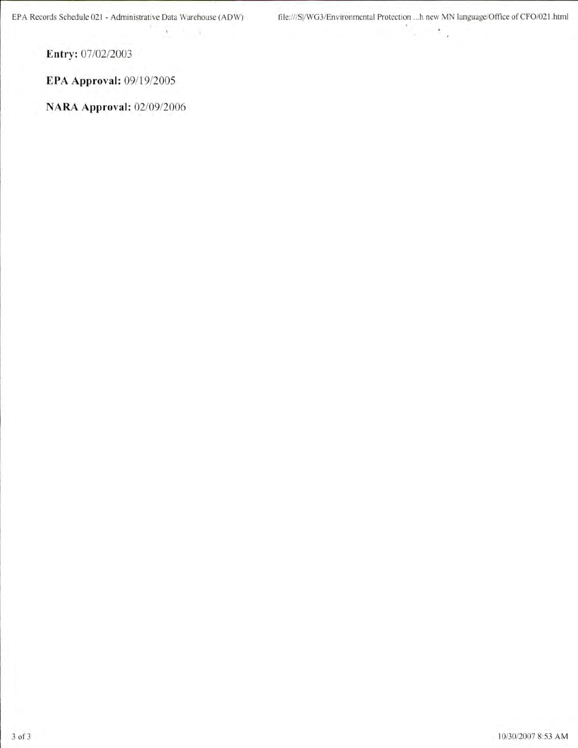**Entry:** 07/02/2003

**EPA Approval:** 09/19/2005

**NARA Approval:** 02/09/2006